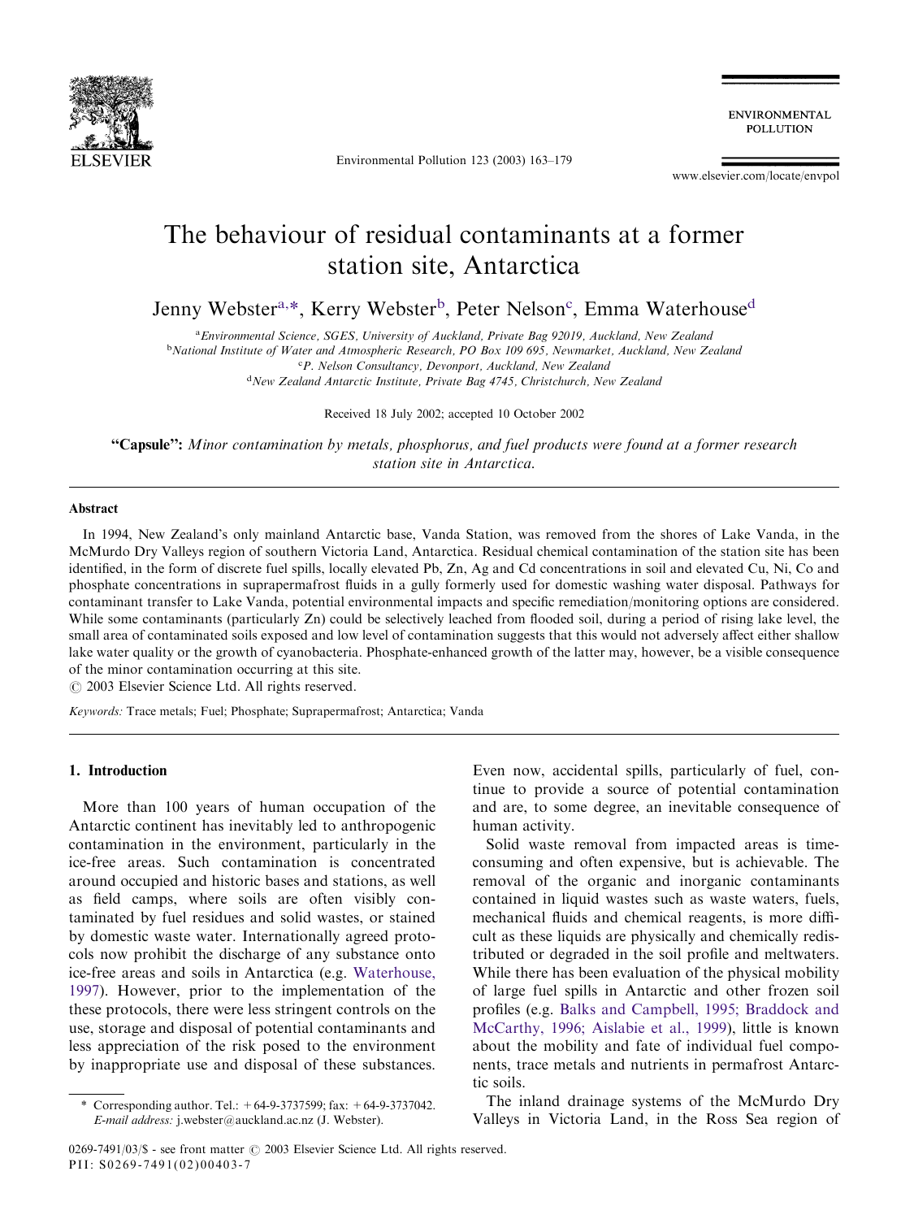# The behaviour of residual contaminants at a former station site, Antarctica

Jenny Webster[a,*], Kerry Webster[b], Peter Nelson[c], Emma Waterhouse[d]

[a] Environmental Science, SGES, University of Auckland, Private Bag 92019, Auckland, New Zealand
[b] National Institute of Water and Atmospheric Research, PO Box 109 695, Newmarket, Auckland, New Zealand
[c] P. Nelson Consultancy, Devonport, Auckland, New Zealand
[d] New Zealand Antarctic Institute, Private Bag 4745, Christchurch, New Zealand

Received 18 July 2002; accepted 10 October 2002

**"Capsule":** *Minor contamination by metals, phosphorus, and fuel products were found at a former research station site in Antarctica.*

## Abstract

In 1994, New Zealand's only mainland Antarctic base, Vanda Station, was removed from the shores of Lake Vanda, in the McMurdo Dry Valleys region of southern Victoria Land, Antarctica. Residual chemical contamination of the station site has been identified, in the form of discrete fuel spills, locally elevated Pb, Zn, Ag and Cd concentrations in soil and elevated Cu, Ni, Co and phosphate concentrations in suprapermafrost fluids in a gully formerly used for domestic washing water disposal. Pathways for contaminant transfer to Lake Vanda, potential environmental impacts and specific remediation/monitoring options are considered. While some contaminants (particularly Zn) could be selectively leached from flooded soil, during a period of rising lake level, the small area of contaminated soils exposed and low level of contamination suggests that this would not adversely affect either shallow lake water quality or the growth of cyanobacteria. Phosphate-enhanced growth of the latter may, however, be a visible consequence of the minor contamination occurring at this site.

© 2003 Elsevier Science Ltd. All rights reserved.

*Keywords:* Trace metals; Fuel; Phosphate; Suprapermafrost; Antarctica; Vanda

## 1. Introduction

More than 100 years of human occupation of the Antarctic continent has inevitably led to anthropogenic contamination in the environment, particularly in the ice-free areas. Such contamination is concentrated around occupied and historic bases and stations, as well as field camps, where soils are often visibly contaminated by fuel residues and solid wastes, or stained by domestic waste water. Internationally agreed protocols now prohibit the discharge of any substance onto ice-free areas and soils in Antarctica (e.g. Waterhouse, 1997). However, prior to the implementation of the these protocols, there were less stringent controls on the use, storage and disposal of potential contaminants and less appreciation of the risk posed to the environment by inappropriate use and disposal of these substances. Even now, accidental spills, particularly of fuel, continue to provide a source of potential contamination and are, to some degree, an inevitable consequence of human activity.

Solid waste removal from impacted areas is time-consuming and often expensive, but is achievable. The removal of the organic and inorganic contaminants contained in liquid wastes such as waste waters, fuels, mechanical fluids and chemical reagents, is more difficult as these liquids are physically and chemically redistributed or degraded in the soil profile and meltwaters. While there has been evaluation of the physical mobility of large fuel spills in Antarctic and other frozen soil profiles (e.g. Balks and Campbell, 1995; Braddock and McCarthy, 1996; Aislabie et al., 1999), little is known about the mobility and fate of individual fuel components, trace metals and nutrients in permafrost Antarctic soils.

The inland drainage systems of the McMurdo Dry Valleys in Victoria Land, in the Ross Sea region of

\* Corresponding author. Tel.: +64-9-3737599; fax: +64-9-3737042.
*E-mail address:* j.webster@auckland.ac.nz (J. Webster).

0269-7491/03/$ - see front matter © 2003 Elsevier Science Ltd. All rights reserved.
PII: S0269-7491(02)00403-7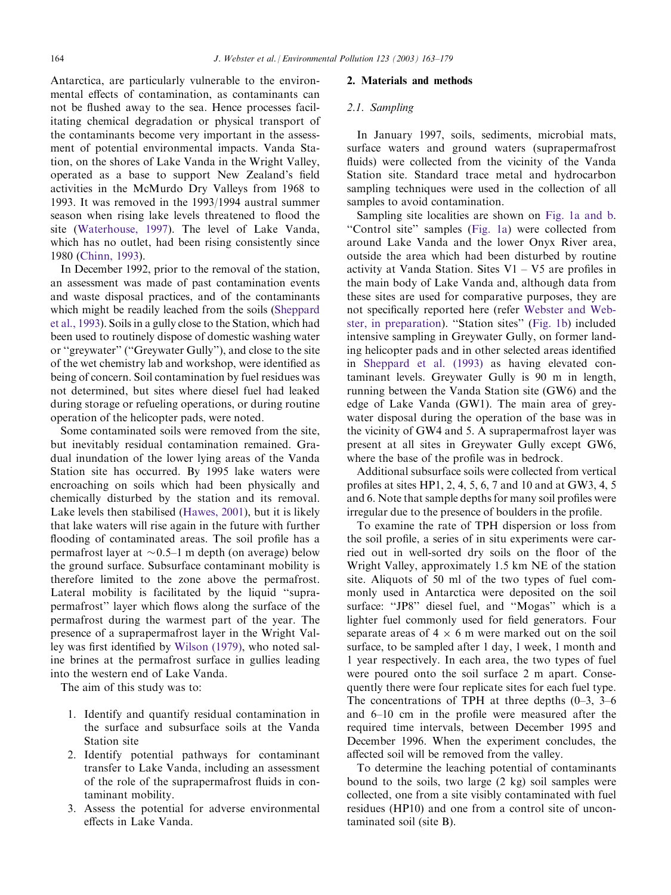Antarctica, are particularly vulnerable to the environmental effects of contamination, as contaminants can not be flushed away to the sea. Hence processes facilitating chemical degradation or physical transport of the contaminants become very important in the assessment of potential environmental impacts. Vanda Station, on the shores of Lake Vanda in the Wright Valley, operated as a base to support New Zealand's field activities in the McMurdo Dry Valleys from 1968 to 1993. It was removed in the 1993/1994 austral summer season when rising lake levels threatened to flood the site (Waterhouse, 1997). The level of Lake Vanda, which has no outlet, had been rising consistently since 1980 (Chinn, 1993).

In December 1992, prior to the removal of the station, an assessment was made of past contamination events and waste disposal practices, and of the contaminants which might be readily leached from the soils (Sheppard et al., 1993). Soils in a gully close to the Station, which had been used to routinely dispose of domestic washing water or "greywater" ("Greywater Gully"), and close to the site of the wet chemistry lab and workshop, were identified as being of concern. Soil contamination by fuel residues was not determined, but sites where diesel fuel had leaked during storage or refueling operations, or during routine operation of the helicopter pads, were noted.

Some contaminated soils were removed from the site, but inevitably residual contamination remained. Gradual inundation of the lower lying areas of the Vanda Station site has occurred. By 1995 lake waters were encroaching on soils which had been physically and chemically disturbed by the station and its removal. Lake levels then stabilised (Hawes, 2001), but it is likely that lake waters will rise again in the future with further flooding of contaminated areas. The soil profile has a permafrost layer at ~0.5–1 m depth (on average) below the ground surface. Subsurface contaminant mobility is therefore limited to the zone above the permafrost. Lateral mobility is facilitated by the liquid "suprapermafrost" layer which flows along the surface of the permafrost during the warmest part of the year. The presence of a suprapermafrost layer in the Wright Valley was first identified by Wilson (1979), who noted saline brines at the permafrost surface in gullies leading into the western end of Lake Vanda.

The aim of this study was to:

1. Identify and quantify residual contamination in the surface and subsurface soils at the Vanda Station site
2. Identify potential pathways for contaminant transfer to Lake Vanda, including an assessment of the role of the suprapermafrost fluids in contaminant mobility.
3. Assess the potential for adverse environmental effects in Lake Vanda.

## 2. Materials and methods

### 2.1. Sampling

In January 1997, soils, sediments, microbial mats, surface waters and ground waters (suprapermafrost fluids) were collected from the vicinity of the Vanda Station site. Standard trace metal and hydrocarbon sampling techniques were used in the collection of all samples to avoid contamination.

Sampling site localities are shown on Fig. 1a and b. "Control site" samples (Fig. 1a) were collected from around Lake Vanda and the lower Onyx River area, outside the area which had been disturbed by routine activity at Vanda Station. Sites V1 – V5 are profiles in the main body of Lake Vanda and, although data from these sites are used for comparative purposes, they are not specifically reported here (refer Webster and Webster, in preparation). "Station sites" (Fig. 1b) included intensive sampling in Greywater Gully, on former landing helicopter pads and in other selected areas identified in Sheppard et al. (1993) as having elevated contaminant levels. Greywater Gully is 90 m in length, running between the Vanda Station site (GW6) and the edge of Lake Vanda (GW1). The main area of greywater disposal during the operation of the base was in the vicinity of GW4 and 5. A suprapermafrost layer was present at all sites in Greywater Gully except GW6, where the base of the profile was in bedrock.

Additional subsurface soils were collected from vertical profiles at sites HP1, 2, 4, 5, 6, 7 and 10 and at GW3, 4, 5 and 6. Note that sample depths for many soil profiles were irregular due to the presence of boulders in the profile.

To examine the rate of TPH dispersion or loss from the soil profile, a series of in situ experiments were carried out in well-sorted dry soils on the floor of the Wright Valley, approximately 1.5 km NE of the station site. Aliquots of 50 ml of the two types of fuel commonly used in Antarctica were deposited on the soil surface: "JP8" diesel fuel, and "Mogas" which is a lighter fuel commonly used for field generators. Four separate areas of 4 × 6 m were marked out on the soil surface, to be sampled after 1 day, 1 week, 1 month and 1 year respectively. In each area, the two types of fuel were poured onto the soil surface 2 m apart. Consequently there were four replicate sites for each fuel type. The concentrations of TPH at three depths (0–3, 3–6 and 6–10 cm in the profile were measured after the required time intervals, between December 1995 and December 1996. When the experiment concludes, the affected soil will be removed from the valley.

To determine the leaching potential of contaminants bound to the soils, two large (2 kg) soil samples were collected, one from a site visibly contaminated with fuel residues (HP10) and one from a control site of uncontaminated soil (site B).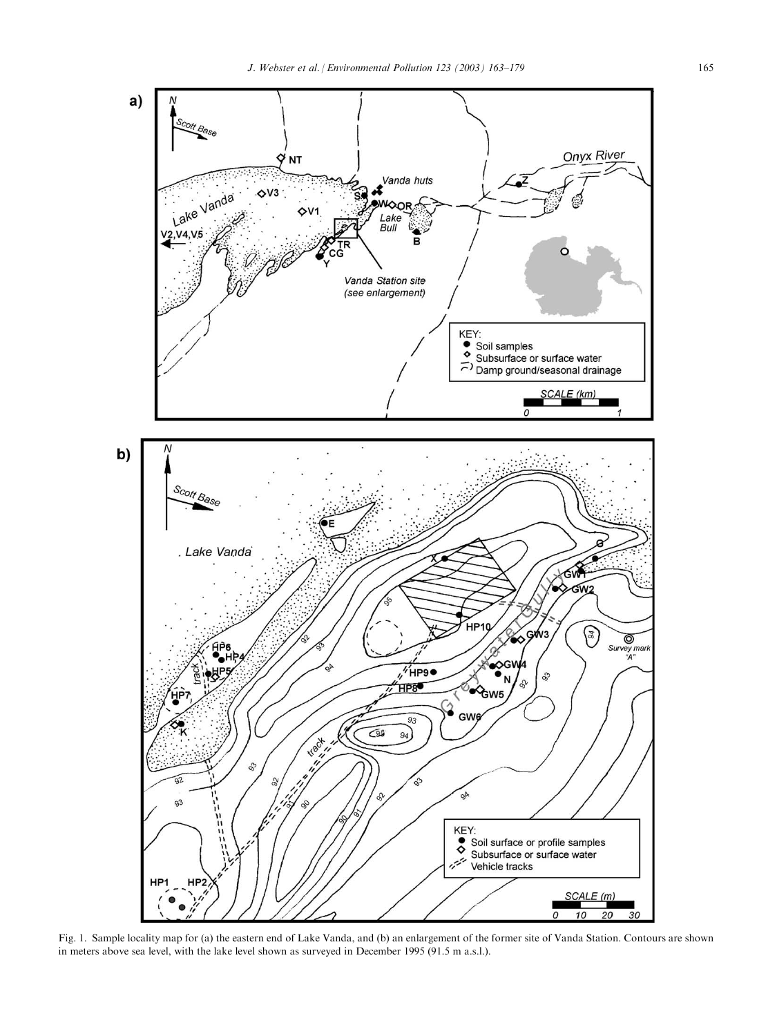Fig. 1. Sample locality map for (a) the eastern end of Lake Vanda, and (b) an enlargement of the former site of Vanda Station. Contours are shown in meters above sea level, with the lake level shown as surveyed in December 1995 (91.5 m a.s.l.).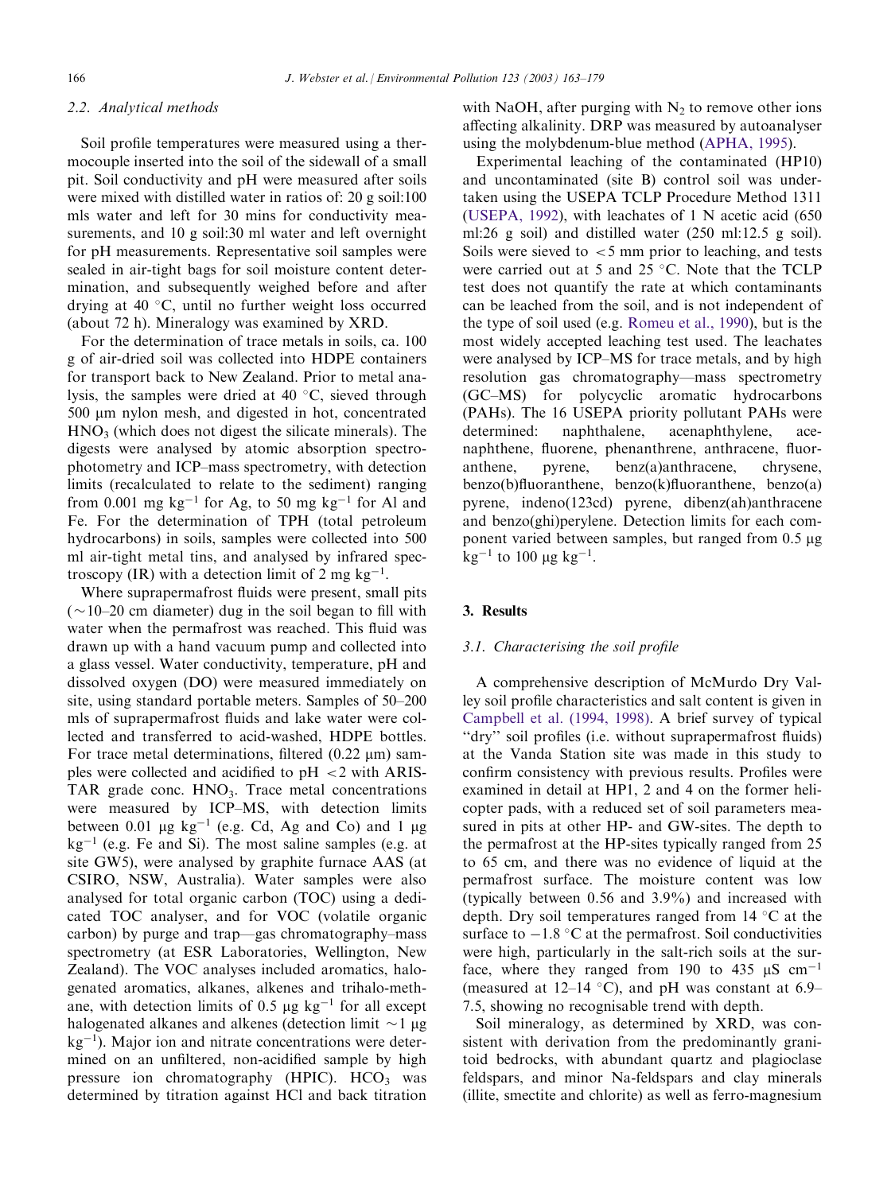### 2.2. Analytical methods

Soil profile temperatures were measured using a thermocouple inserted into the soil of the sidewall of a small pit. Soil conductivity and pH were measured after soils were mixed with distilled water in ratios of: 20 g soil:100 mls water and left for 30 mins for conductivity measurements, and 10 g soil:30 ml water and left overnight for pH measurements. Representative soil samples were sealed in air-tight bags for soil moisture content determination, and subsequently weighed before and after drying at 40 °C, until no further weight loss occurred (about 72 h). Mineralogy was examined by XRD.

For the determination of trace metals in soils, ca. 100 g of air-dried soil was collected into HDPE containers for transport back to New Zealand. Prior to metal analysis, the samples were dried at 40 °C, sieved through 500 μm nylon mesh, and digested in hot, concentrated $HNO_3$ (which does not digest the silicate minerals). The digests were analysed by atomic absorption spectrophotometry and ICP–mass spectrometry, with detection limits (recalculated to relate to the sediment) ranging from 0.001 mg $kg^{-1}$ for Ag, to 50 mg $kg^{-1}$ for Al and Fe. For the determination of TPH (total petroleum hydrocarbons) in soils, samples were collected into 500 ml air-tight metal tins, and analysed by infrared spectroscopy (IR) with a detection limit of 2 mg $kg^{-1}$.

Where suprapermafrost fluids were present, small pits (~10–20 cm diameter) dug in the soil began to fill with water when the permafrost was reached. This fluid was drawn up with a hand vacuum pump and collected into a glass vessel. Water conductivity, temperature, pH and dissolved oxygen (DO) were measured immediately on site, using standard portable meters. Samples of 50–200 mls of suprapermafrost fluids and lake water were collected and transferred to acid-washed, HDPE bottles. For trace metal determinations, filtered (0.22 μm) samples were collected and acidified to pH <2 with ARISTAR grade conc. $HNO_3$. Trace metal concentrations were measured by ICP–MS, with detection limits between 0.01 μg $kg^{-1}$ (e.g. Cd, Ag and Co) and 1 μg $kg^{-1}$ (e.g. Fe and Si). The most saline samples (e.g. at site GW5), were analysed by graphite furnace AAS (at CSIRO, NSW, Australia). Water samples were also analysed for total organic carbon (TOC) using a dedicated TOC analyser, and for VOC (volatile organic carbon) by purge and trap—gas chromatography–mass spectrometry (at ESR Laboratories, Wellington, New Zealand). The VOC analyses included aromatics, halogenated aromatics, alkanes, alkenes and trihalo-methane, with detection limits of 0.5 μg $kg^{-1}$ for all except halogenated alkanes and alkenes (detection limit ~1 μg $kg^{-1}$). Major ion and nitrate concentrations were determined on an unfiltered, non-acidified sample by high pressure ion chromatography (HPIC). $HCO_3$ was determined by titration against HCl and back titration with NaOH, after purging with $N_2$ to remove other ions affecting alkalinity. DRP was measured by autoanalyser using the molybdenum-blue method (APHA, 1995).

Experimental leaching of the contaminated (HP10) and uncontaminated (site B) control soil was undertaken using the USEPA TCLP Procedure Method 1311 (USEPA, 1992), with leachates of 1 N acetic acid (650 ml:26 g soil) and distilled water (250 ml:12.5 g soil). Soils were sieved to <5 mm prior to leaching, and tests were carried out at 5 and 25 °C. Note that the TCLP test does not quantify the rate at which contaminants can be leached from the soil, and is not independent of the type of soil used (e.g. Romeu et al., 1990), but is the most widely accepted leaching test used. The leachates were analysed by ICP–MS for trace metals, and by high resolution gas chromatography—mass spectrometry (GC–MS) for polycyclic aromatic hydrocarbons (PAHs). The 16 USEPA priority pollutant PAHs were determined: naphthalene, acenaphthylene, acenaphthene, fluorene, phenanthrene, anthracene, fluoranthene, pyrene, benz(a)anthracene, chrysene, benzo(b)fluoranthene, benzo(k)fluoranthene, benzo(a) pyrene, indeno(123cd) pyrene, dibenz(ah)anthracene and benzo(ghi)perylene. Detection limits for each component varied between samples, but ranged from 0.5 μg $kg^{-1}$ to 100 μg $kg^{-1}$.

## 3. Results

### 3.1. Characterising the soil profile

A comprehensive description of McMurdo Dry Valley soil profile characteristics and salt content is given in Campbell et al. (1994, 1998). A brief survey of typical "dry" soil profiles (i.e. without suprapermafrost fluids) at the Vanda Station site was made in this study to confirm consistency with previous results. Profiles were examined in detail at HP1, 2 and 4 on the former helicopter pads, with a reduced set of soil parameters measured in pits at other HP- and GW-sites. The depth to the permafrost at the HP-sites typically ranged from 25 to 65 cm, and there was no evidence of liquid at the permafrost surface. The moisture content was low (typically between 0.56 and 3.9%) and increased with depth. Dry soil temperatures ranged from 14 °C at the surface to −1.8 °C at the permafrost. Soil conductivities were high, particularly in the salt-rich soils at the surface, where they ranged from 190 to 435 μS $cm^{-1}$ (measured at 12–14 °C), and pH was constant at 6.9–7.5, showing no recognisable trend with depth.

Soil mineralogy, as determined by XRD, was consistent with derivation from the predominantly granitoid bedrocks, with abundant quartz and plagioclase feldspars, and minor Na-feldspars and clay minerals (illite, smectite and chlorite) as well as ferro-magnesium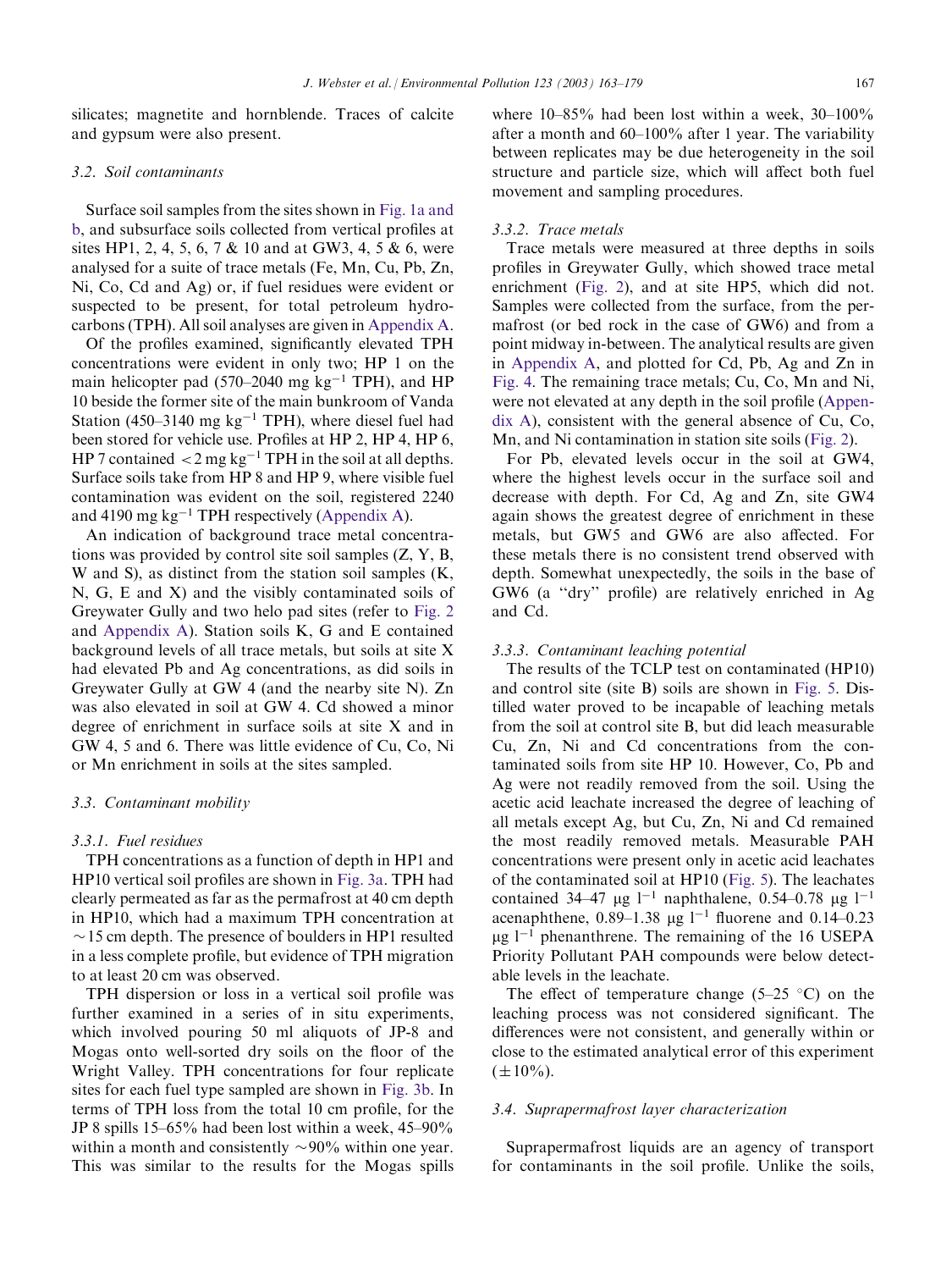silicates; magnetite and hornblende. Traces of calcite and gypsum were also present.

### 3.2. Soil contaminants

Surface soil samples from the sites shown in Fig. 1a and b, and subsurface soils collected from vertical profiles at sites HP1, 2, 4, 5, 6, 7 & 10 and at GW3, 4, 5 & 6, were analysed for a suite of trace metals (Fe, Mn, Cu, Pb, Zn, Ni, Co, Cd and Ag) or, if fuel residues were evident or suspected to be present, for total petroleum hydrocarbons (TPH). All soil analyses are given in Appendix A.

Of the profiles examined, significantly elevated TPH concentrations were evident in only two; HP 1 on the main helicopter pad (570–2040 mg $kg^{-1}$ TPH), and HP 10 beside the former site of the main bunkroom of Vanda Station (450–3140 mg $kg^{-1}$ TPH), where diesel fuel had been stored for vehicle use. Profiles at HP 2, HP 4, HP 6, HP 7 contained $<2$ mg $kg^{-1}$ TPH in the soil at all depths. Surface soils take from HP 8 and HP 9, where visible fuel contamination was evident on the soil, registered 2240 and 4190 mg $kg^{-1}$ TPH respectively (Appendix A).

An indication of background trace metal concentrations was provided by control site soil samples (Z, Y, B, W and S), as distinct from the station soil samples (K, N, G, E and X) and the visibly contaminated soils of Greywater Gully and two helo pad sites (refer to Fig. 2 and Appendix A). Station soils K, G and E contained background levels of all trace metals, but soils at site X had elevated Pb and Ag concentrations, as did soils in Greywater Gully at GW 4 (and the nearby site N). Zn was also elevated in soil at GW 4. Cd showed a minor degree of enrichment in surface soils at site X and in GW 4, 5 and 6. There was little evidence of Cu, Co, Ni or Mn enrichment in soils at the sites sampled.

### 3.3. Contaminant mobility

#### 3.3.1. Fuel residues

TPH concentrations as a function of depth in HP1 and HP10 vertical soil profiles are shown in Fig. 3a. TPH had clearly permeated as far as the permafrost at 40 cm depth in HP10, which had a maximum TPH concentration at $\sim$15 cm depth. The presence of boulders in HP1 resulted in a less complete profile, but evidence of TPH migration to at least 20 cm was observed.

TPH dispersion or loss in a vertical soil profile was further examined in a series of in situ experiments, which involved pouring 50 ml aliquots of JP-8 and Mogas onto well-sorted dry soils on the floor of the Wright Valley. TPH concentrations for four replicate sites for each fuel type sampled are shown in Fig. 3b. In terms of TPH loss from the total 10 cm profile, for the JP 8 spills 15–65% had been lost within a week, 45–90% within a month and consistently $\sim$90% within one year. This was similar to the results for the Mogas spills where 10–85% had been lost within a week, 30–100% after a month and 60–100% after 1 year. The variability between replicates may be due heterogeneity in the soil structure and particle size, which will affect both fuel movement and sampling procedures.

#### 3.3.2. Trace metals

Trace metals were measured at three depths in soils profiles in Greywater Gully, which showed trace metal enrichment (Fig. 2), and at site HP5, which did not. Samples were collected from the surface, from the permafrost (or bed rock in the case of GW6) and from a point midway in-between. The analytical results are given in Appendix A, and plotted for Cd, Pb, Ag and Zn in Fig. 4. The remaining trace metals; Cu, Co, Mn and Ni, were not elevated at any depth in the soil profile (Appendix A), consistent with the general absence of Cu, Co, Mn, and Ni contamination in station site soils (Fig. 2).

For Pb, elevated levels occur in the soil at GW4, where the highest levels occur in the surface soil and decrease with depth. For Cd, Ag and Zn, site GW4 again shows the greatest degree of enrichment in these metals, but GW5 and GW6 are also affected. For these metals there is no consistent trend observed with depth. Somewhat unexpectedly, the soils in the base of GW6 (a "dry" profile) are relatively enriched in Ag and Cd.

#### 3.3.3. Contaminant leaching potential

The results of the TCLP test on contaminated (HP10) and control site (site B) soils are shown in Fig. 5. Distilled water proved to be incapable of leaching metals from the soil at control site B, but did leach measurable Cu, Zn, Ni and Cd concentrations from the contaminated soils from site HP 10. However, Co, Pb and Ag were not readily removed from the soil. Using the acetic acid leachate increased the degree of leaching of all metals except Ag, but Cu, Zn, Ni and Cd remained the most readily removed metals. Measurable PAH concentrations were present only in acetic acid leachates of the contaminated soil at HP10 (Fig. 5). The leachates contained 34–47 μg $l^{-1}$ naphthalene, 0.54–0.78 μg $l^{-1}$ acenaphthene, 0.89–1.38 μg $l^{-1}$ fluorene and 0.14–0.23 μg $l^{-1}$ phenanthrene. The remaining of the 16 USEPA Priority Pollutant PAH compounds were below detectable levels in the leachate.

The effect of temperature change (5–25 °C) on the leaching process was not considered significant. The differences were not consistent, and generally within or close to the estimated analytical error of this experiment ($\pm$10%).

### 3.4. Suprapermafrost layer characterization

Suprapermafrost liquids are an agency of transport for contaminants in the soil profile. Unlike the soils,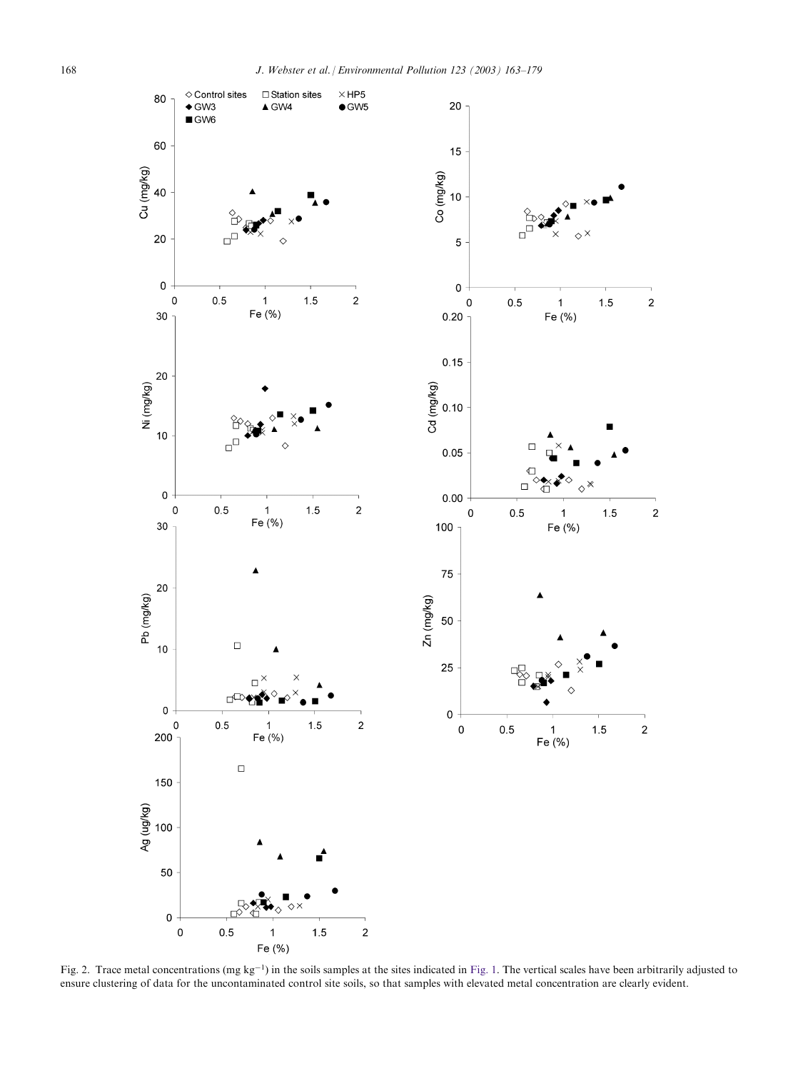Fig. 2. Trace metal concentrations (mg $kg^{-1}$) in the soils samples at the sites indicated in Fig. 1. The vertical scales have been arbitrarily adjusted to ensure clustering of data for the uncontaminated control site soils, so that samples with elevated metal concentration are clearly evident.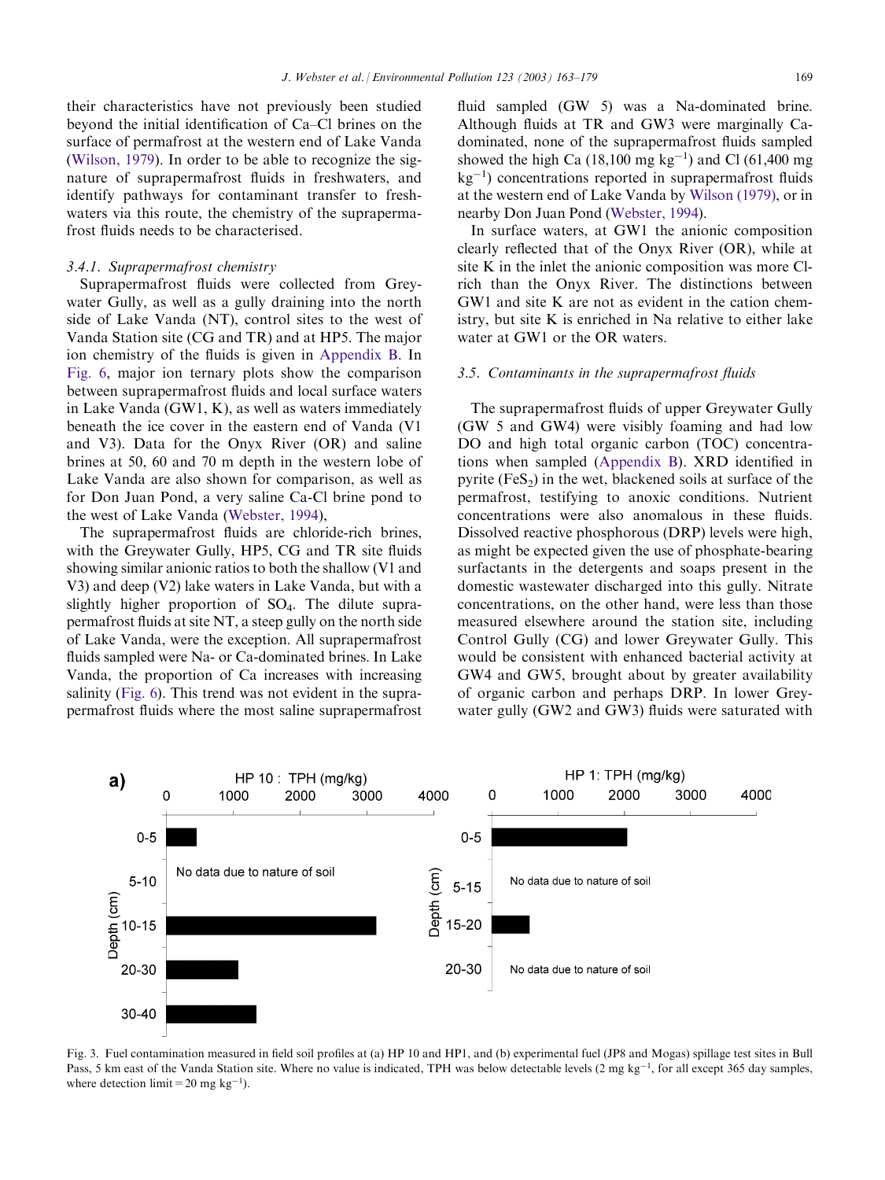their characteristics have not previously been studied beyond the initial identification of Ca–Cl brines on the surface of permafrost at the western end of Lake Vanda (Wilson, 1979). In order to be able to recognize the signature of suprapermafrost fluids in freshwaters, and identify pathways for contaminant transfer to freshwaters via this route, the chemistry of the suprapermafrost fluids needs to be characterised.

#### 3.4.1. Suprapermafrost chemistry

Suprapermafrost fluids were collected from Greywater Gully, as well as a gully draining into the north side of Lake Vanda (NT), control sites to the west of Vanda Station site (CG and TR) and at HP5. The major ion chemistry of the fluids is given in Appendix B. In Fig. 6, major ion ternary plots show the comparison between suprapermafrost fluids and local surface waters in Lake Vanda (GW1, K), as well as waters immediately beneath the ice cover in the eastern end of Vanda (V1 and V3). Data for the Onyx River (OR) and saline brines at 50, 60 and 70 m depth in the western lobe of Lake Vanda are also shown for comparison, as well as for Don Juan Pond, a very saline Ca-Cl brine pond to the west of Lake Vanda (Webster, 1994).

The suprapermafrost fluids are chloride-rich brines, with the Greywater Gully, HP5, CG and TR site fluids showing similar anionic ratios to both the shallow (V1 and V3) and deep (V2) lake waters in Lake Vanda, but with a slightly higher proportion of $SO_4$. The dilute suprapermafrost fluids at site NT, a steep gully on the north side of Lake Vanda, were the exception. All suprapermafrost fluids sampled were Na- or Ca-dominated brines. In Lake Vanda, the proportion of Ca increases with increasing salinity (Fig. 6). This trend was not evident in the suprapermafrost fluids where the most saline suprapermafrost fluid sampled (GW 5) was a Na-dominated brine. Although fluids at TR and GW3 were marginally Ca-dominated, none of the suprapermafrost fluids sampled showed the high Ca (18,100 mg $kg^{-1}$) and Cl (61,400 mg $kg^{-1}$) concentrations reported in suprapermafrost fluids at the western end of Lake Vanda by Wilson (1979), or in nearby Don Juan Pond (Webster, 1994).

In surface waters, at GW1 the anionic composition clearly reflected that of the Onyx River (OR), while at site K in the inlet the anionic composition was more Cl-rich than the Onyx River. The distinctions between GW1 and site K are not as evident in the cation chemistry, but site K is enriched in Na relative to either lake water at GW1 or the OR waters.

### 3.5. Contaminants in the suprapermafrost fluids

The suprapermafrost fluids of upper Greywater Gully (GW 5 and GW4) were visibly foaming and had low DO and high total organic carbon (TOC) concentrations when sampled (Appendix B). XRD identified in pyrite ($FeS_2$) in the wet, blackened soils at surface of the permafrost, testifying to anoxic conditions. Nutrient concentrations were also anomalous in these fluids. Dissolved reactive phosphorous (DRP) levels were high, as might be expected given the use of phosphate-bearing surfactants in the detergents and soaps present in the domestic wastewater discharged into this gully. Nitrate concentrations, on the other hand, were less than those measured elsewhere around the station site, including Control Gully (CG) and lower Greywater Gully. This would be consistent with enhanced bacterial activity at GW4 and GW5, brought about by greater availability of organic carbon and perhaps DRP. In lower Greywater gully (GW2 and GW3) fluids were saturated with

Fig. 3. Fuel contamination measured in field soil profiles at (a) HP 10 and HP1, and (b) experimental fuel (JP8 and Mogas) spillage test sites in Bull Pass, 5 km east of the Vanda Station site. Where no value is indicated, TPH was below detectable levels (2 mg $kg^{-1}$, for all except 365 day samples, where detection limit = 20 mg $kg^{-1}$).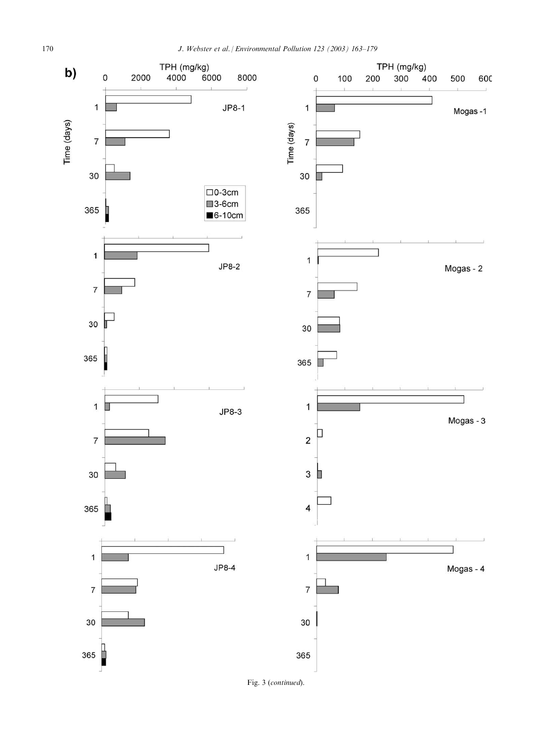Fig. 3 (*continued*).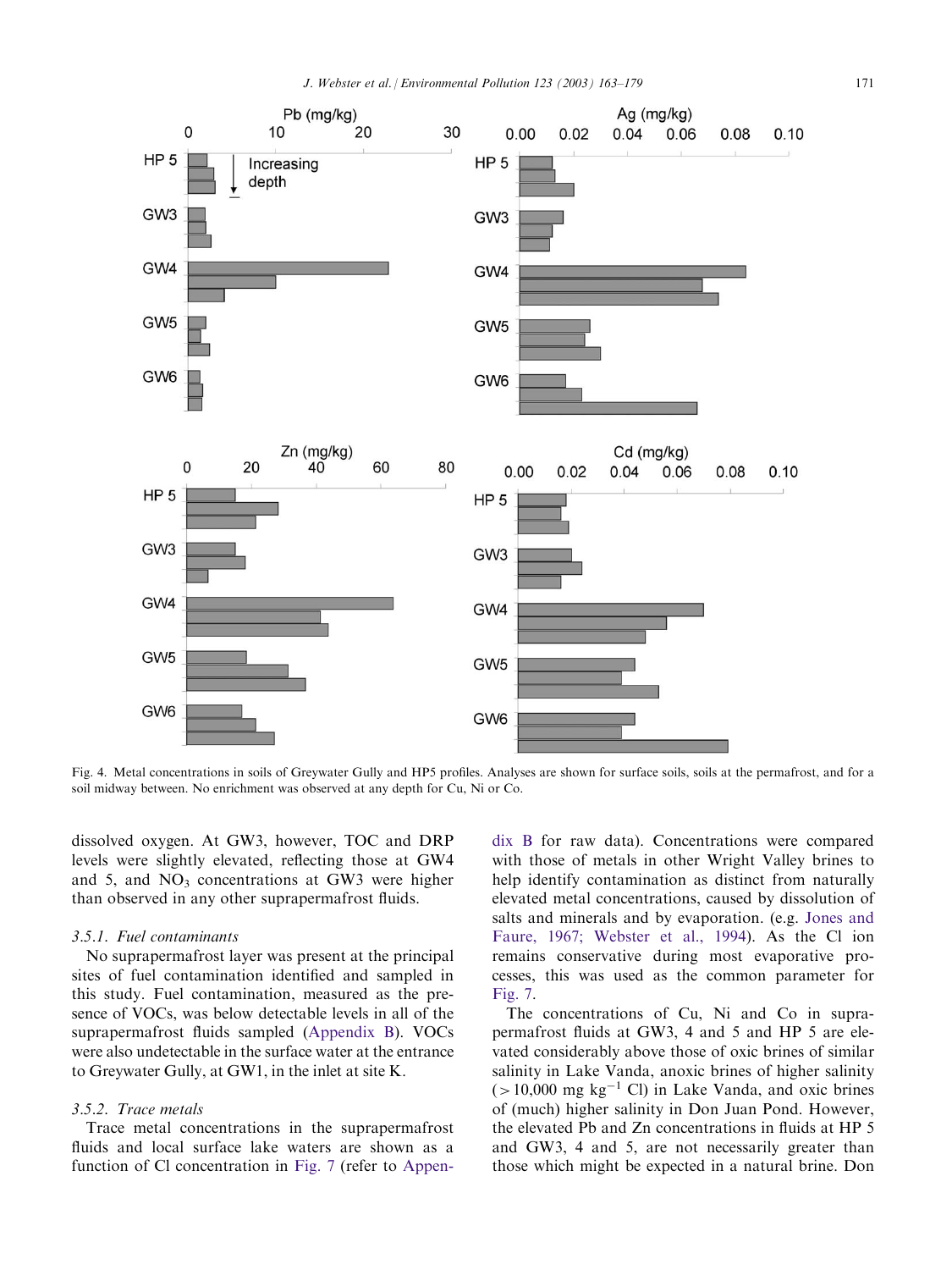Fig. 4. Metal concentrations in soils of Greywater Gully and HP5 profiles. Analyses are shown for surface soils, soils at the permafrost, and for a soil midway between. No enrichment was observed at any depth for Cu, Ni or Co.

dissolved oxygen. At GW3, however, TOC and DRP levels were slightly elevated, reflecting those at GW4 and 5, and $NO_3$ concentrations at GW3 were higher than observed in any other suprapermafrost fluids.

### 3.5.1. Fuel contaminants

No suprapermafrost layer was present at the principal sites of fuel contamination identified and sampled in this study. Fuel contamination, measured as the presence of VOCs, was below detectable levels in all of the suprapermafrost fluids sampled (Appendix B). VOCs were also undetectable in the surface water at the entrance to Greywater Gully, at GW1, in the inlet at site K.

### 3.5.2. Trace metals

Trace metal concentrations in the suprapermafrost fluids and local surface lake waters are shown as a function of Cl concentration in Fig. 7 (refer to Appendix B for raw data). Concentrations were compared with those of metals in other Wright Valley brines to help identify contamination as distinct from naturally elevated metal concentrations, caused by dissolution of salts and minerals and by evaporation. (e.g. Jones and Faure, 1967; Webster et al., 1994). As the Cl ion remains conservative during most evaporative processes, this was used as the common parameter for Fig. 7.

The concentrations of Cu, Ni and Co in suprapermafrost fluids at GW3, 4 and 5 and HP 5 are elevated considerably above those of oxic brines of similar salinity in Lake Vanda, anoxic brines of higher salinity ($>10{,}000$ mg $kg^{-1}$ Cl) in Lake Vanda, and oxic brines of (much) higher salinity in Don Juan Pond. However, the elevated Pb and Zn concentrations in fluids at HP 5 and GW3, 4 and 5, are not necessarily greater than those which might be expected in a natural brine. Don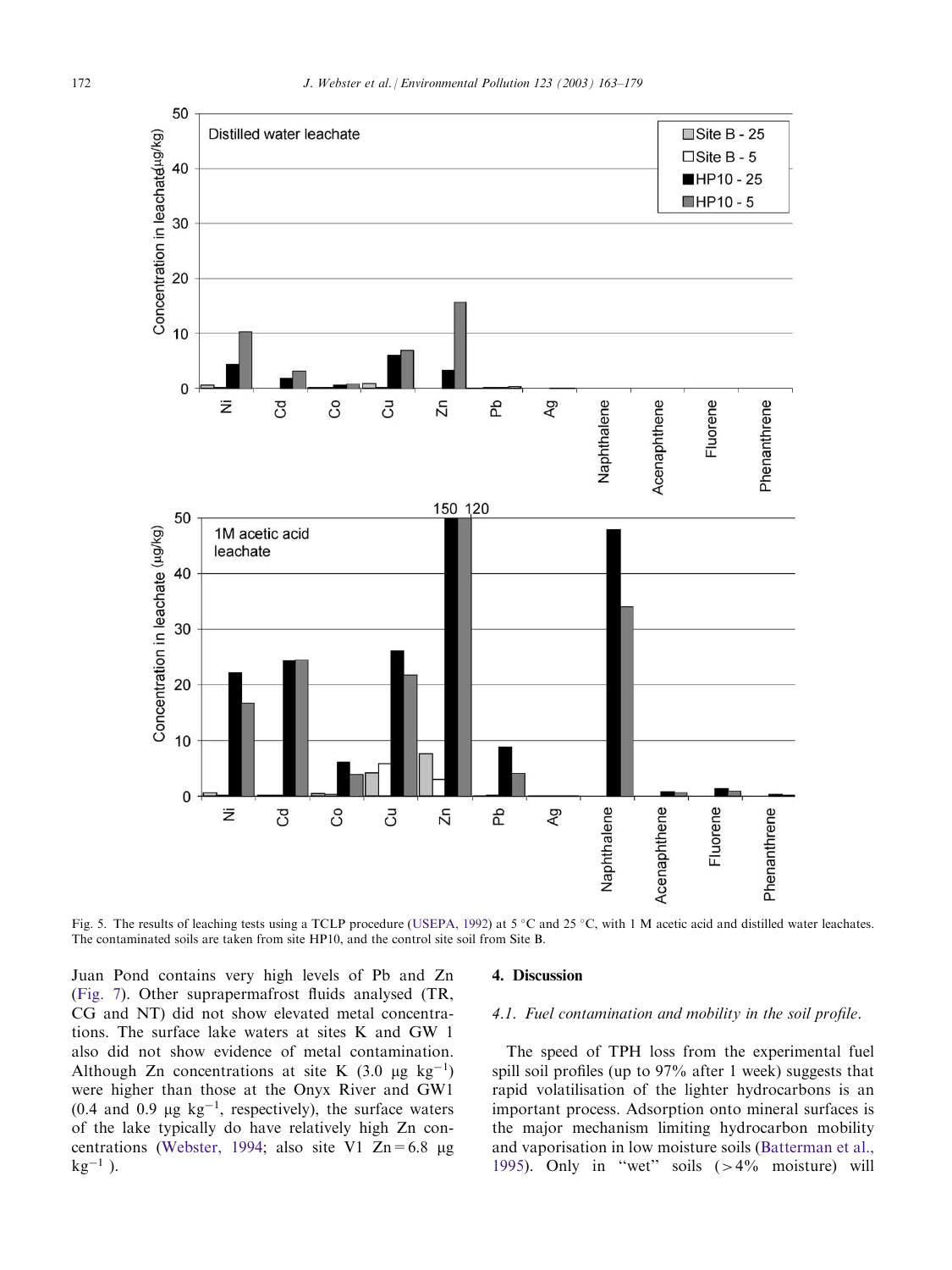Fig. 5. The results of leaching tests using a TCLP procedure (USEPA, 1992) at 5 °C and 25 °C, with 1 M acetic acid and distilled water leachates. The contaminated soils are taken from site HP10, and the control site soil from Site B.

Juan Pond contains very high levels of Pb and Zn (Fig. 7). Other suprapermafrost fluids analysed (TR, CG and NT) did not show elevated metal concentrations. The surface lake waters at sites K and GW 1 also did not show evidence of metal contamination. Although Zn concentrations at site K (3.0 μg $kg^{-1}$) were higher than those at the Onyx River and GW1 (0.4 and 0.9 μg $kg^{-1}$, respectively), the surface waters of the lake typically do have relatively high Zn concentrations (Webster, 1994; also site V1 Zn = 6.8 μg $kg^{-1}$ ).

## 4. Discussion

### 4.1. *Fuel contamination and mobility in the soil profile.*

The speed of TPH loss from the experimental fuel spill soil profiles (up to 97% after 1 week) suggests that rapid volatilisation of the lighter hydrocarbons is an important process. Adsorption onto mineral surfaces is the major mechanism limiting hydrocarbon mobility and vaporisation in low moisture soils (Batterman et al., 1995). Only in "wet" soils (>4% moisture) will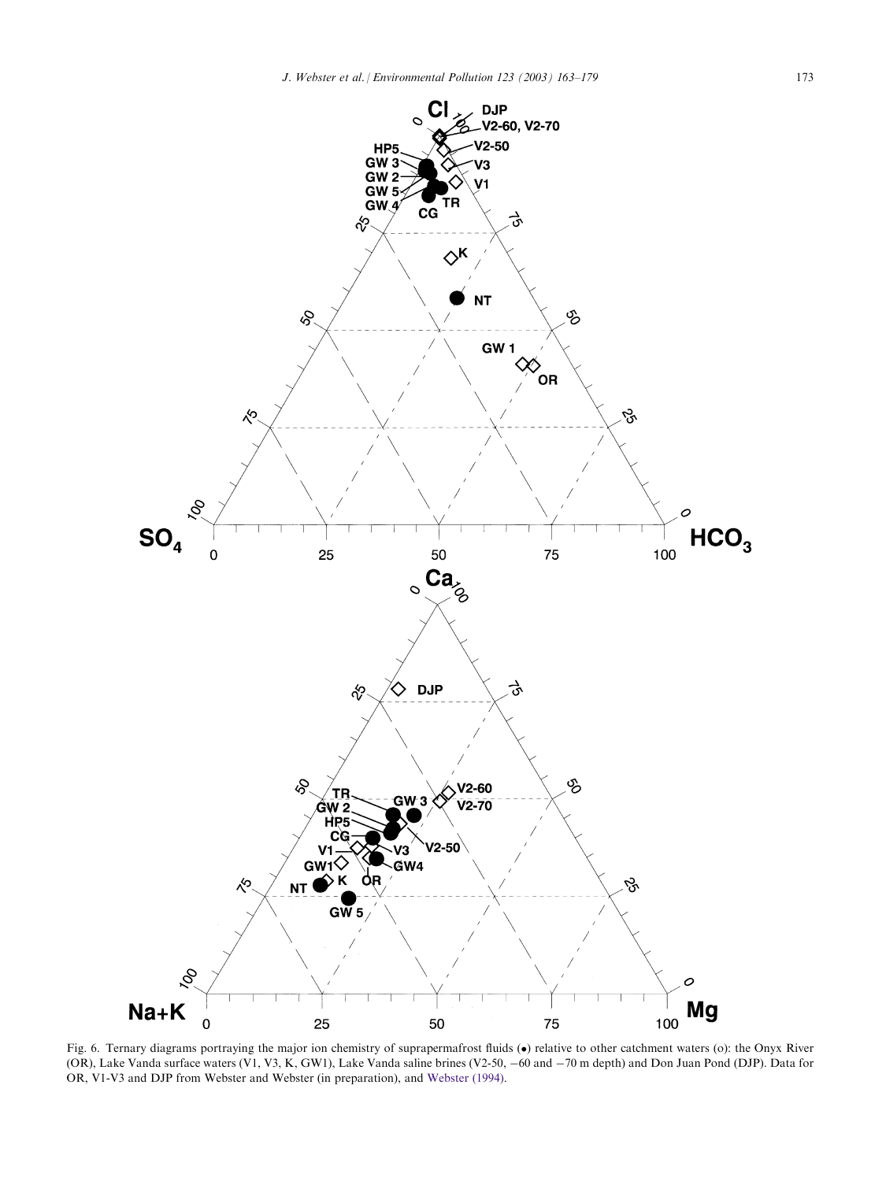Fig. 6. Ternary diagrams portraying the major ion chemistry of suprapermafrost fluids (•) relative to other catchment waters (o): the Onyx River (OR), Lake Vanda surface waters (V1, V3, K, GW1), Lake Vanda saline brines (V2-50, −60 and −70 m depth) and Don Juan Pond (DJP). Data for OR, V1-V3 and DJP from Webster and Webster (in preparation), and Webster (1994).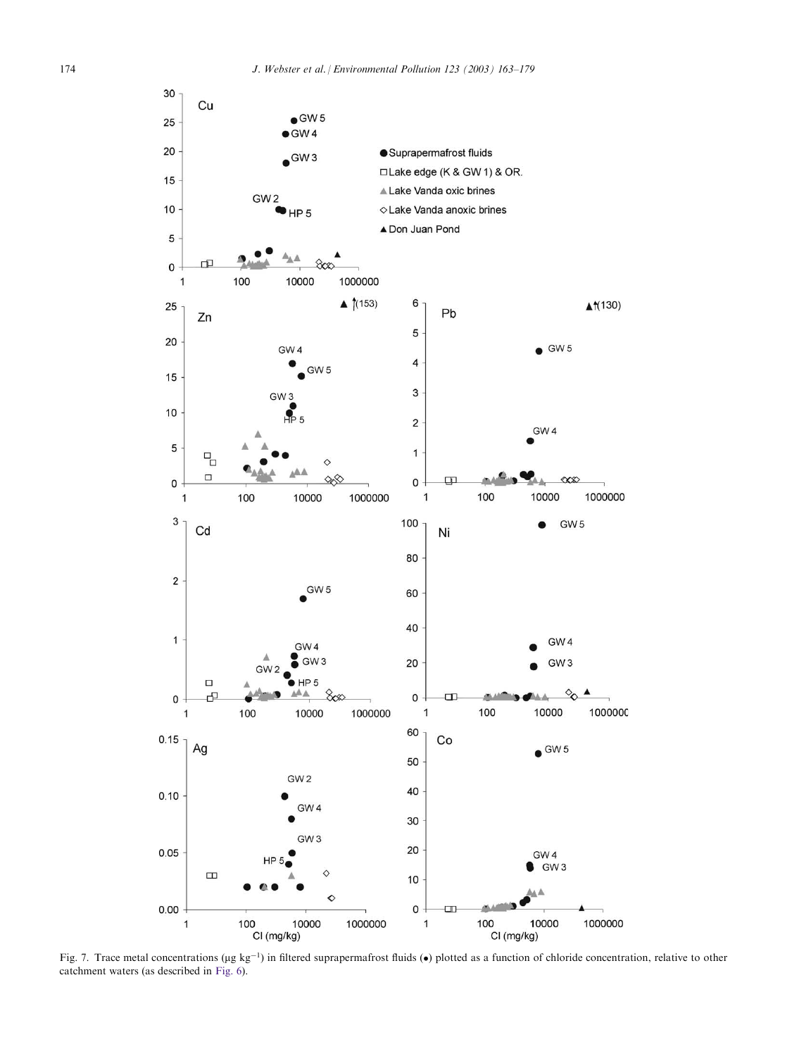Fig. 7. Trace metal concentrations (μg kg$^{-1}$) in filtered suprapermafrost fluids (•) plotted as a function of chloride concentration, relative to other catchment waters (as described in Fig. 6).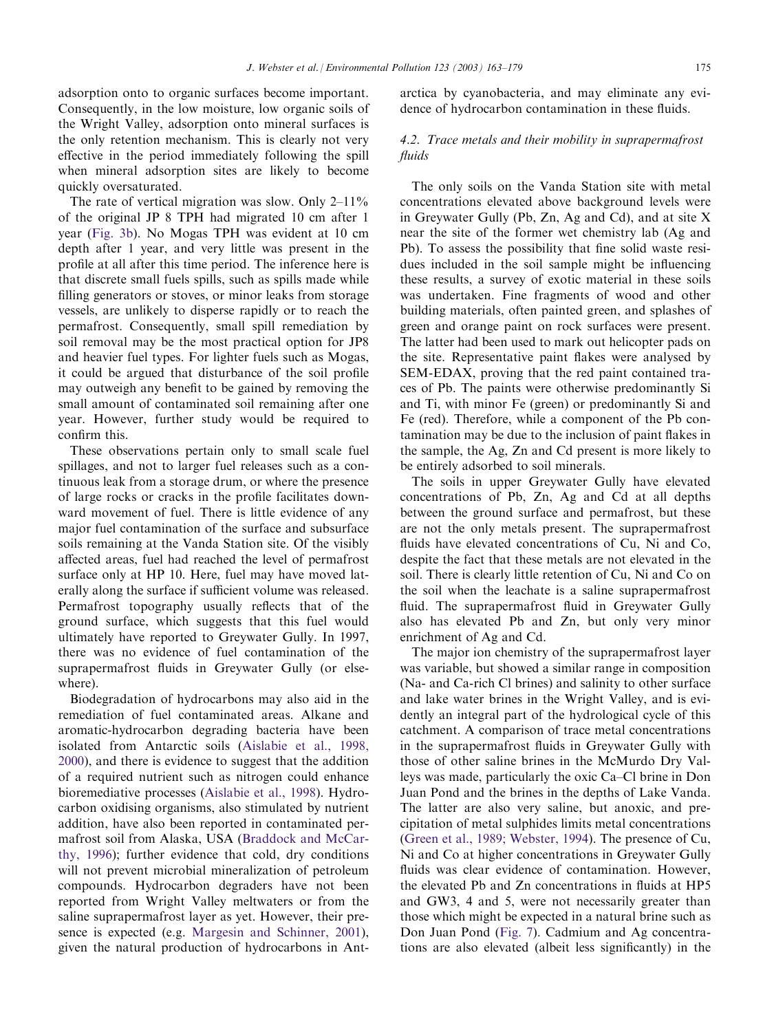adsorption onto to organic surfaces become important. Consequently, in the low moisture, low organic soils of the Wright Valley, adsorption onto mineral surfaces is the only retention mechanism. This is clearly not very effective in the period immediately following the spill when mineral adsorption sites are likely to become quickly oversaturated.

The rate of vertical migration was slow. Only 2–11% of the original JP 8 TPH had migrated 10 cm after 1 year (Fig. 3b). No Mogas TPH was evident at 10 cm depth after 1 year, and very little was present in the profile at all after this time period. The inference here is that discrete small fuels spills, such as spills made while filling generators or stoves, or minor leaks from storage vessels, are unlikely to disperse rapidly or to reach the permafrost. Consequently, small spill remediation by soil removal may be the most practical option for JP8 and heavier fuel types. For lighter fuels such as Mogas, it could be argued that disturbance of the soil profile may outweigh any benefit to be gained by removing the small amount of contaminated soil remaining after one year. However, further study would be required to confirm this.

These observations pertain only to small scale fuel spillages, and not to larger fuel releases such as a continuous leak from a storage drum, or where the presence of large rocks or cracks in the profile facilitates downward movement of fuel. There is little evidence of any major fuel contamination of the surface and subsurface soils remaining at the Vanda Station site. Of the visibly affected areas, fuel had reached the level of permafrost surface only at HP 10. Here, fuel may have moved laterally along the surface if sufficient volume was released. Permafrost topography usually reflects that of the ground surface, which suggests that this fuel would ultimately have reported to Greywater Gully. In 1997, there was no evidence of fuel contamination of the suprapermafrost fluids in Greywater Gully (or elsewhere).

Biodegradation of hydrocarbons may also aid in the remediation of fuel contaminated areas. Alkane and aromatic-hydrocarbon degrading bacteria have been isolated from Antarctic soils (Aislabie et al., 1998, 2000), and there is evidence to suggest that the addition of a required nutrient such as nitrogen could enhance bioremediative processes (Aislabie et al., 1998). Hydrocarbon oxidising organisms, also stimulated by nutrient addition, have also been reported in contaminated permafrost soil from Alaska, USA (Braddock and McCarthy, 1996); further evidence that cold, dry conditions will not prevent microbial mineralization of petroleum compounds. Hydrocarbon degraders have not been reported from Wright Valley meltwaters or from the saline suprapermafrost layer as yet. However, their presence is expected (e.g. Margesin and Schinner, 2001), given the natural production of hydrocarbons in Antarctica by cyanobacteria, and may eliminate any evidence of hydrocarbon contamination in these fluids.

### 4.2. Trace metals and their mobility in suprapermafrost fluids

The only soils on the Vanda Station site with metal concentrations elevated above background levels were in Greywater Gully (Pb, Zn, Ag and Cd), and at site X near the site of the former wet chemistry lab (Ag and Pb). To assess the possibility that fine solid waste residues included in the soil sample might be influencing these results, a survey of exotic material in these soils was undertaken. Fine fragments of wood and other building materials, often painted green, and splashes of green and orange paint on rock surfaces were present. The latter had been used to mark out helicopter pads on the site. Representative paint flakes were analysed by SEM-EDAX, proving that the red paint contained traces of Pb. The paints were otherwise predominantly Si and Ti, with minor Fe (green) or predominantly Si and Fe (red). Therefore, while a component of the Pb contamination may be due to the inclusion of paint flakes in the sample, the Ag, Zn and Cd present is more likely to be entirely adsorbed to soil minerals.

The soils in upper Greywater Gully have elevated concentrations of Pb, Zn, Ag and Cd at all depths between the ground surface and permafrost, but these are not the only metals present. The suprapermafrost fluids have elevated concentrations of Cu, Ni and Co, despite the fact that these metals are not elevated in the soil. There is clearly little retention of Cu, Ni and Co on the soil when the leachate is a saline suprapermafrost fluid. The suprapermafrost fluid in Greywater Gully also has elevated Pb and Zn, but only very minor enrichment of Ag and Cd.

The major ion chemistry of the suprapermafrost layer was variable, but showed a similar range in composition (Na- and Ca-rich Cl brines) and salinity to other surface and lake water brines in the Wright Valley, and is evidently an integral part of the hydrological cycle of this catchment. A comparison of trace metal concentrations in the suprapermafrost fluids in Greywater Gully with those of other saline brines in the McMurdo Dry Valleys was made, particularly the oxic Ca–Cl brine in Don Juan Pond and the brines in the depths of Lake Vanda. The latter are also very saline, but anoxic, and precipitation of metal sulphides limits metal concentrations (Green et al., 1989; Webster, 1994). The presence of Cu, Ni and Co at higher concentrations in Greywater Gully fluids was clear evidence of contamination. However, the elevated Pb and Zn concentrations in fluids at HP5 and GW3, 4 and 5, were not necessarily greater than those which might be expected in a natural brine such as Don Juan Pond (Fig. 7). Cadmium and Ag concentrations are also elevated (albeit less significantly) in the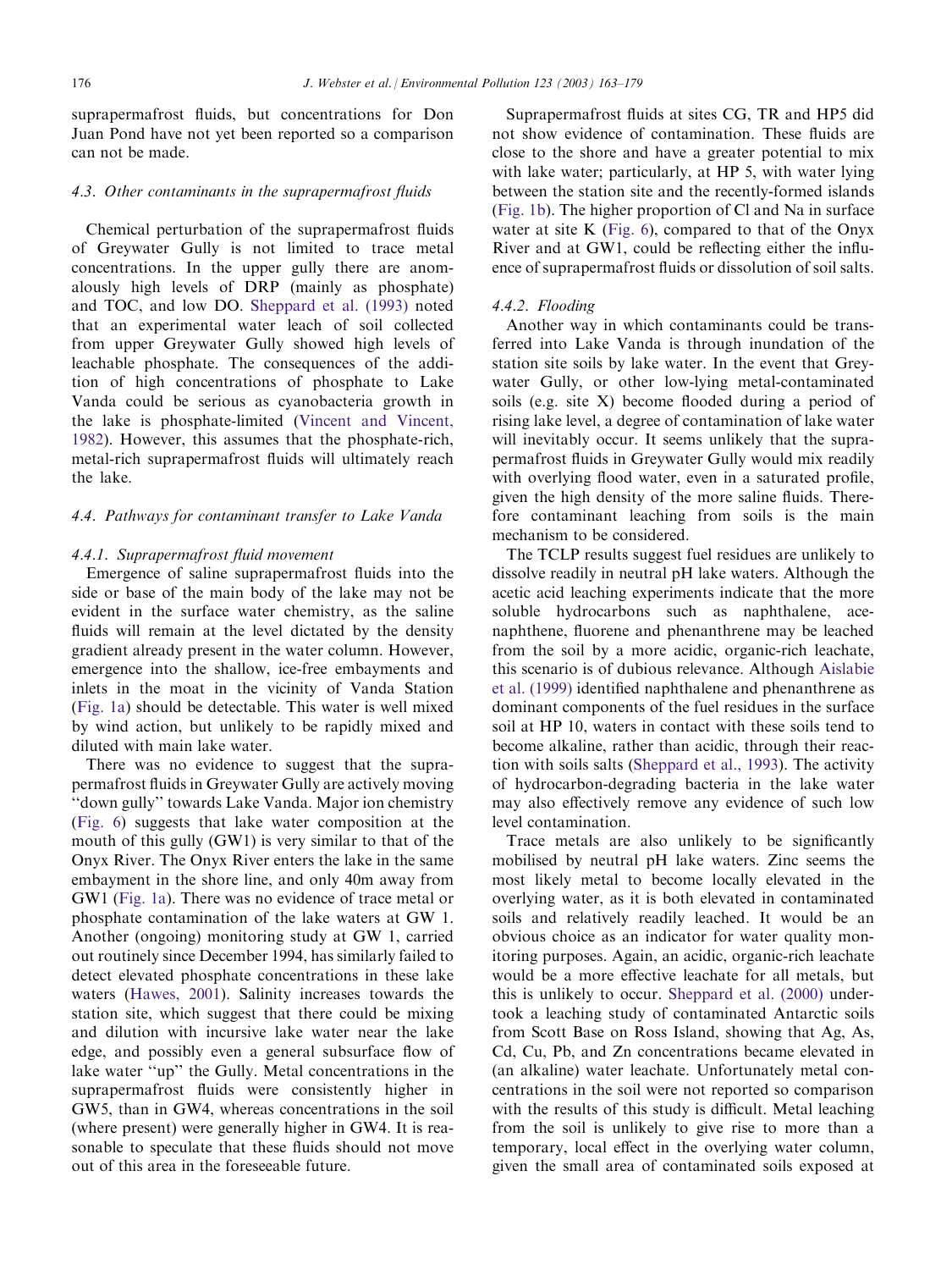suprapermafrost fluids, but concentrations for Don Juan Pond have not yet been reported so a comparison can not be made.

### 4.3. Other contaminants in the suprapermafrost fluids

Chemical perturbation of the suprapermafrost fluids of Greywater Gully is not limited to trace metal concentrations. In the upper gully there are anomalously high levels of DRP (mainly as phosphate) and TOC, and low DO. Sheppard et al. (1993) noted that an experimental water leach of soil collected from upper Greywater Gully showed high levels of leachable phosphate. The consequences of the addition of high concentrations of phosphate to Lake Vanda could be serious as cyanobacteria growth in the lake is phosphate-limited (Vincent and Vincent, 1982). However, this assumes that the phosphate-rich, metal-rich suprapermafrost fluids will ultimately reach the lake.

### 4.4. Pathways for contaminant transfer to Lake Vanda

#### 4.4.1. Suprapermafrost fluid movement

Emergence of saline suprapermafrost fluids into the side or base of the main body of the lake may not be evident in the surface water chemistry, as the saline fluids will remain at the level dictated by the density gradient already present in the water column. However, emergence into the shallow, ice-free embayments and inlets in the moat in the vicinity of Vanda Station (Fig. 1a) should be detectable. This water is well mixed by wind action, but unlikely to be rapidly mixed and diluted with main lake water.

There was no evidence to suggest that the suprapermafrost fluids in Greywater Gully are actively moving "down gully" towards Lake Vanda. Major ion chemistry (Fig. 6) suggests that lake water composition at the mouth of this gully (GW1) is very similar to that of the Onyx River. The Onyx River enters the lake in the same embayment in the shore line, and only 40m away from GW1 (Fig. 1a). There was no evidence of trace metal or phosphate contamination of the lake waters at GW 1. Another (ongoing) monitoring study at GW 1, carried out routinely since December 1994, has similarly failed to detect elevated phosphate concentrations in these lake waters (Hawes, 2001). Salinity increases towards the station site, which suggest that there could be mixing and dilution with incursive lake water near the lake edge, and possibly even a general subsurface flow of lake water "up" the Gully. Metal concentrations in the suprapermafrost fluids were consistently higher in GW5, than in GW4, whereas concentrations in the soil (where present) were generally higher in GW4. It is reasonable to speculate that these fluids should not move out of this area in the foreseeable future.

Suprapermafrost fluids at sites CG, TR and HP5 did not show evidence of contamination. These fluids are close to the shore and have a greater potential to mix with lake water; particularly, at HP 5, with water lying between the station site and the recently-formed islands (Fig. 1b). The higher proportion of Cl and Na in surface water at site K (Fig. 6), compared to that of the Onyx River and at GW1, could be reflecting either the influence of suprapermafrost fluids or dissolution of soil salts.

#### 4.4.2. Flooding

Another way in which contaminants could be transferred into Lake Vanda is through inundation of the station site soils by lake water. In the event that Greywater Gully, or other low-lying metal-contaminated soils (e.g. site X) become flooded during a period of rising lake level, a degree of contamination of lake water will inevitably occur. It seems unlikely that the suprapermafrost fluids in Greywater Gully would mix readily with overlying flood water, even in a saturated profile, given the high density of the more saline fluids. Therefore contaminant leaching from soils is the main mechanism to be considered.

The TCLP results suggest fuel residues are unlikely to dissolve readily in neutral pH lake waters. Although the acetic acid leaching experiments indicate that the more soluble hydrocarbons such as naphthalene, acenaphthene, fluorene and phenanthrene may be leached from the soil by a more acidic, organic-rich leachate, this scenario is of dubious relevance. Although Aislabie et al. (1999) identified naphthalene and phenanthrene as dominant components of the fuel residues in the surface soil at HP 10, waters in contact with these soils tend to become alkaline, rather than acidic, through their reaction with soils salts (Sheppard et al., 1993). The activity of hydrocarbon-degrading bacteria in the lake water may also effectively remove any evidence of such low level contamination.

Trace metals are also unlikely to be significantly mobilised by neutral pH lake waters. Zinc seems the most likely metal to become locally elevated in the overlying water, as it is both elevated in contaminated soils and relatively readily leached. It would be an obvious choice as an indicator for water quality monitoring purposes. Again, an acidic, organic-rich leachate would be a more effective leachate for all metals, but this is unlikely to occur. Sheppard et al. (2000) undertook a leaching study of contaminated Antarctic soils from Scott Base on Ross Island, showing that Ag, As, Cd, Cu, Pb, and Zn concentrations became elevated in (an alkaline) water leachate. Unfortunately metal concentrations in the soil were not reported so comparison with the results of this study is difficult. Metal leaching from the soil is unlikely to give rise to more than a temporary, local effect in the overlying water column, given the small area of contaminated soils exposed at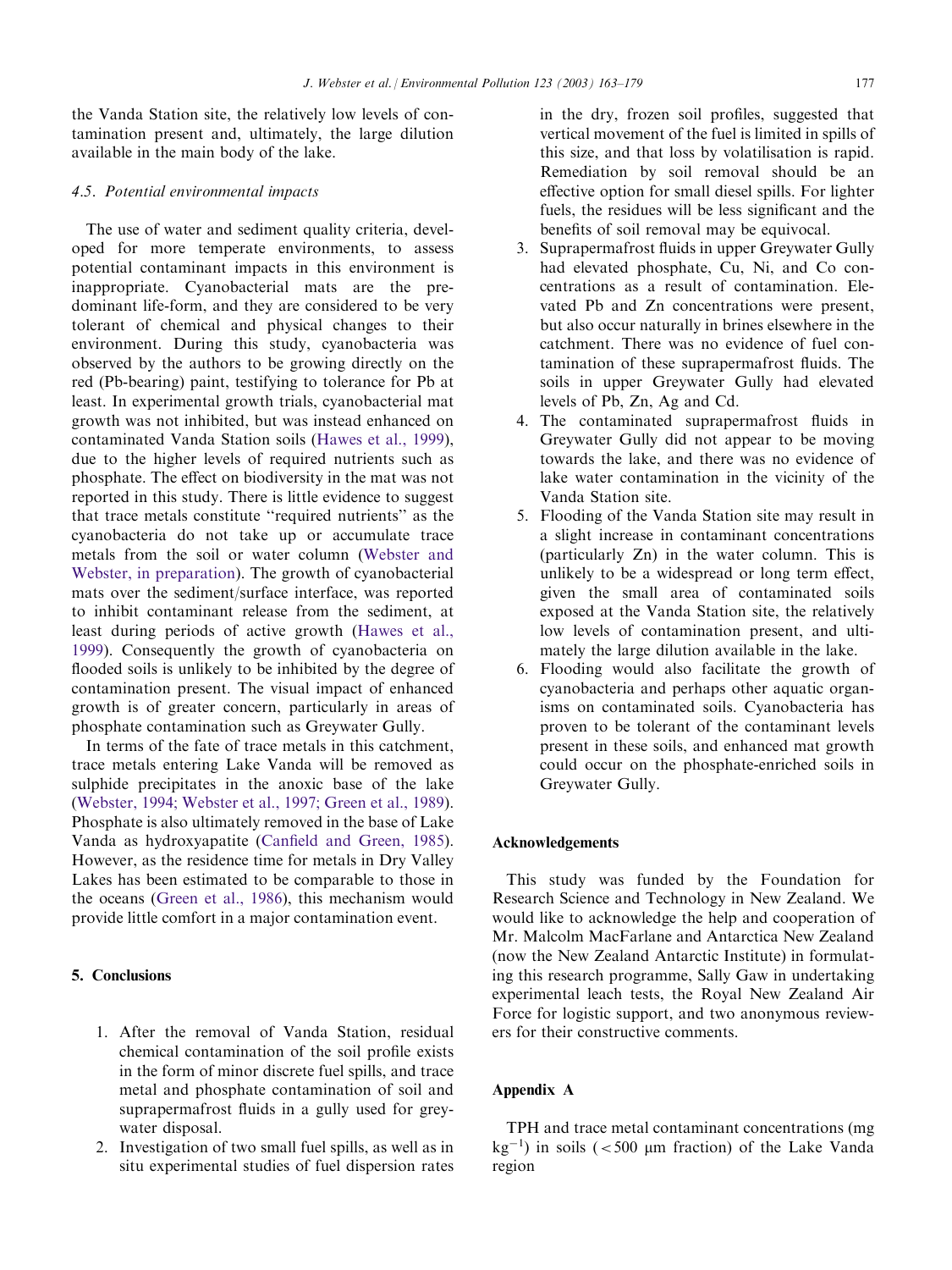the Vanda Station site, the relatively low levels of contamination present and, ultimately, the large dilution available in the main body of the lake.

### 4.5. Potential environmental impacts

The use of water and sediment quality criteria, developed for more temperate environments, to assess potential contaminant impacts in this environment is inappropriate. Cyanobacterial mats are the predominant life-form, and they are considered to be very tolerant of chemical and physical changes to their environment. During this study, cyanobacteria was observed by the authors to be growing directly on the red (Pb-bearing) paint, testifying to tolerance for Pb at least. In experimental growth trials, cyanobacterial mat growth was not inhibited, but was instead enhanced on contaminated Vanda Station soils (Hawes et al., 1999), due to the higher levels of required nutrients such as phosphate. The effect on biodiversity in the mat was not reported in this study. There is little evidence to suggest that trace metals constitute "required nutrients" as the cyanobacteria do not take up or accumulate trace metals from the soil or water column (Webster and Webster, in preparation). The growth of cyanobacterial mats over the sediment/surface interface, was reported to inhibit contaminant release from the sediment, at least during periods of active growth (Hawes et al., 1999). Consequently the growth of cyanobacteria on flooded soils is unlikely to be inhibited by the degree of contamination present. The visual impact of enhanced growth is of greater concern, particularly in areas of phosphate contamination such as Greywater Gully.

In terms of the fate of trace metals in this catchment, trace metals entering Lake Vanda will be removed as sulphide precipitates in the anoxic base of the lake (Webster, 1994; Webster et al., 1997; Green et al., 1989). Phosphate is also ultimately removed in the base of Lake Vanda as hydroxyapatite (Canfield and Green, 1985). However, as the residence time for metals in Dry Valley Lakes has been estimated to be comparable to those in the oceans (Green et al., 1986), this mechanism would provide little comfort in a major contamination event.

## 5. Conclusions

1. After the removal of Vanda Station, residual chemical contamination of the soil profile exists in the form of minor discrete fuel spills, and trace metal and phosphate contamination of soil and suprapermafrost fluids in a gully used for greywater disposal.
2. Investigation of two small fuel spills, as well as in situ experimental studies of fuel dispersion rates in the dry, frozen soil profiles, suggested that vertical movement of the fuel is limited in spills of this size, and that loss by volatilisation is rapid. Remediation by soil removal should be an effective option for small diesel spills. For lighter fuels, the residues will be less significant and the benefits of soil removal may be equivocal.
3. Suprapermafrost fluids in upper Greywater Gully had elevated phosphate, Cu, Ni, and Co concentrations as a result of contamination. Elevated Pb and Zn concentrations were present, but also occur naturally in brines elsewhere in the catchment. There was no evidence of fuel contamination of these suprapermafrost fluids. The soils in upper Greywater Gully had elevated levels of Pb, Zn, Ag and Cd.
4. The contaminated suprapermafrost fluids in Greywater Gully did not appear to be moving towards the lake, and there was no evidence of lake water contamination in the vicinity of the Vanda Station site.
5. Flooding of the Vanda Station site may result in a slight increase in contaminant concentrations (particularly Zn) in the water column. This is unlikely to be a widespread or long term effect, given the small area of contaminated soils exposed at the Vanda Station site, the relatively low levels of contamination present, and ultimately the large dilution available in the lake.
6. Flooding would also facilitate the growth of cyanobacteria and perhaps other aquatic organisms on contaminated soils. Cyanobacteria has proven to be tolerant of the contaminant levels present in these soils, and enhanced mat growth could occur on the phosphate-enriched soils in Greywater Gully.

## Acknowledgements

This study was funded by the Foundation for Research Science and Technology in New Zealand. We would like to acknowledge the help and cooperation of Mr. Malcolm MacFarlane and Antarctica New Zealand (now the New Zealand Antarctic Institute) in formulating this research programme, Sally Gaw in undertaking experimental leach tests, the Royal New Zealand Air Force for logistic support, and two anonymous reviewers for their constructive comments.

## Appendix A

TPH and trace metal contaminant concentrations (mg $kg^{-1}$) in soils ($<500$ μm fraction) of the Lake Vanda region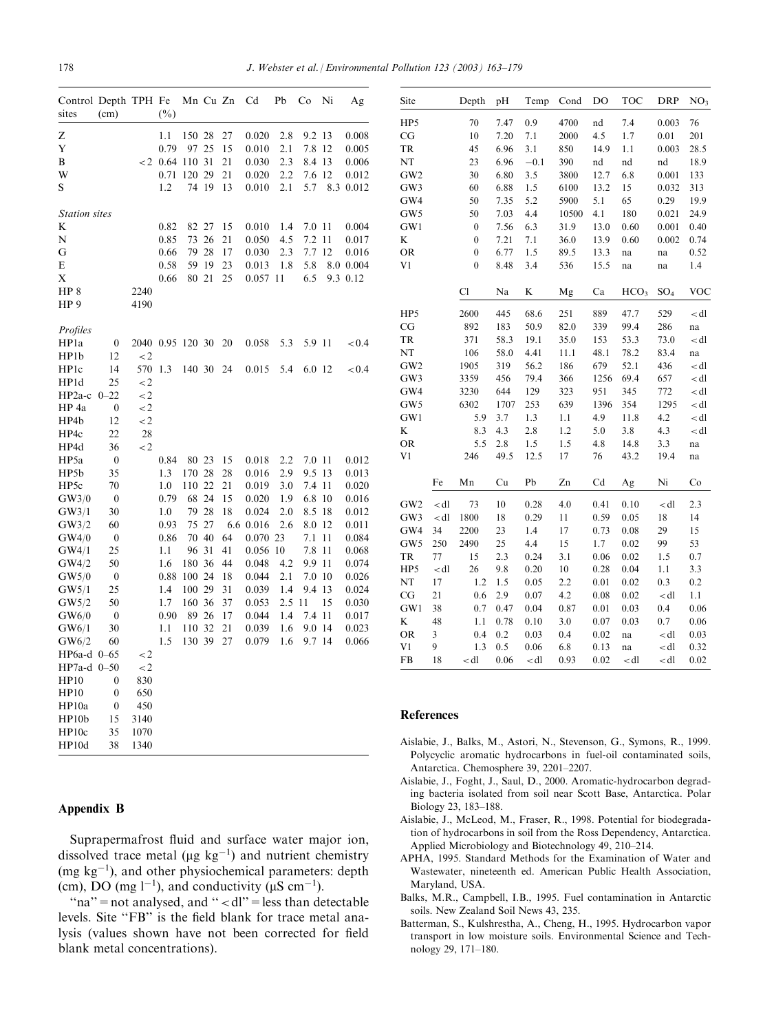| Control sites | Depth (cm) | TPH | Fe (%) | Mn | Cu | Zn | Cd | Pb | Co | Ni | Ag |
|---|---|---|---|---|---|---|---|---|---|---|---|
| Z | | | 1.1 | 150 | 28 | 27 | 0.020 | 2.8 | 9.2 | 13 | 0.008 |
| Y | | | 0.79 | 97 | 25 | 15 | 0.010 | 2.1 | 7.8 | 12 | 0.005 |
| B | | <2 | 0.64 | 110 | 31 | 21 | 0.030 | 2.3 | 8.4 | 13 | 0.006 |
| W | | | 0.71 | 120 | 29 | 21 | 0.020 | 2.2 | 7.6 | 12 | 0.012 |
| S | | | 1.2 | 74 | 19 | 13 | 0.010 | 2.1 | 5.7 | 8.3 | 0.012 |
| *Station sites* | | | | | | | | | | | |
| K | | | 0.82 | 82 | 27 | 15 | 0.010 | 1.4 | 7.0 | 11 | 0.004 |
| N | | | 0.85 | 73 | 26 | 21 | 0.050 | 4.5 | 7.2 | 11 | 0.017 |
| G | | | 0.66 | 79 | 28 | 17 | 0.030 | 2.3 | 7.7 | 12 | 0.016 |
| E | | | 0.58 | 59 | 19 | 23 | 0.013 | 1.8 | 5.8 | 8.0 | 0.004 |
| X | | | 0.66 | 80 | 21 | 25 | 0.057 | 11 | 6.5 | 9.3 | 0.12 |
| HP 8 | | 2240 | | | | | | | | | |
| HP 9 | | 4190 | | | | | | | | | |
| *Profiles* | | | | | | | | | | | |
| HP1a | 0 | 2040 | 0.95 | 120 | 30 | 20 | 0.058 | 5.3 | 5.9 | 11 | <0.4 |
| HP1b | 12 | <2 | | | | | | | | | |
| HP1c | 14 | 570 | 1.3 | 140 | 30 | 24 | 0.015 | 5.4 | 6.0 | 12 | <0.4 |
| HP1d | 25 | <2 | | | | | | | | | |
| HP2a-c | 0–22 | <2 | | | | | | | | | |
| HP 4a | 0 | <2 | | | | | | | | | |
| HP4b | 12 | <2 | | | | | | | | | |
| HP4c | 22 | 28 | | | | | | | | | |
| HP4d | 36 | <2 | | | | | | | | | |
| HP5a | 0 | | 0.84 | 80 | 23 | 15 | 0.018 | 2.2 | 7.0 | 11 | 0.012 |
| HP5b | 35 | | 1.3 | 170 | 28 | 28 | 0.016 | 2.9 | 9.5 | 13 | 0.013 |
| HP5c | 70 | | 1.0 | 110 | 22 | 21 | 0.019 | 3.0 | 7.4 | 11 | 0.020 |
| GW3/0 | 0 | | 0.79 | 68 | 24 | 15 | 0.020 | 1.9 | 6.8 | 10 | 0.016 |
| GW3/1 | 30 | | 1.0 | 79 | 28 | 18 | 0.024 | 2.0 | 8.5 | 18 | 0.012 |
| GW3/2 | 60 | | 0.93 | 75 | 27 | 6.6 | 0.016 | 2.6 | 8.0 | 12 | 0.011 |
| GW4/0 | 0 | | 0.86 | 70 | 40 | 64 | 0.070 | 23 | 7.1 | 11 | 0.084 |
| GW4/1 | 25 | | 1.1 | 96 | 31 | 41 | 0.056 | 10 | 7.8 | 11 | 0.068 |
| GW4/2 | 50 | | 1.6 | 180 | 36 | 44 | 0.048 | 4.2 | 9.9 | 11 | 0.074 |
| GW5/0 | 0 | | 0.88 | 100 | 24 | 18 | 0.044 | 2.1 | 7.0 | 10 | 0.026 |
| GW5/1 | 25 | | 1.4 | 100 | 29 | 31 | 0.039 | 1.4 | 9.4 | 13 | 0.024 |
| GW5/2 | 50 | | 1.7 | 160 | 36 | 37 | 0.053 | 2.5 | 11 | 15 | 0.030 |
| GW6/0 | 0 | | 0.90 | 89 | 26 | 17 | 0.044 | 1.4 | 7.4 | 11 | 0.017 |
| GW6/1 | 30 | | 1.1 | 110 | 32 | 21 | 0.039 | 1.6 | 9.0 | 14 | 0.023 |
| GW6/2 | 60 | | 1.5 | 130 | 39 | 27 | 0.079 | 1.6 | 9.7 | 14 | 0.066 |
| HP6a-d | 0–65 | <2 | | | | | | | | | |
| HP7a-d | 0–50 | <2 | | | | | | | | | |
| HP10 | 0 | 830 | | | | | | | | | |
| HP10 | 0 | 650 | | | | | | | | | |
| HP10a | 0 | 450 | | | | | | | | | |
| HP10b | 15 | 3140 | | | | | | | | | |
| HP10c | 35 | 1070 | | | | | | | | | |
| HP10d | 38 | 1340 | | | | | | | | | |

## Appendix B

Suprapermafrost fluid and surface water major ion, dissolved trace metal (μg $kg^{-1}$) and nutrient chemistry (mg $kg^{-1}$), and other physiochemical parameters: depth (cm), DO (mg $l^{-1}$), and conductivity (μS $cm^{-1}$).

"na" = not analysed, and "<dl" = less than detectable levels. Site "FB" is the field blank for trace metal analysis (values shown have not been corrected for field blank metal concentrations).

| Site | Depth | pH | Temp | Cond | DO | TOC | DRP | $NO_3$ |
|---|---|---|---|---|---|---|---|---|
| HP5 | 70 | 7.47 | 0.9 | 4700 | nd | 7.4 | 0.003 | 76 |
| CG | 10 | 7.20 | 7.1 | 2000 | 4.5 | 1.7 | 0.01 | 201 |
| TR | 45 | 6.96 | 3.1 | 850 | 14.9 | 1.1 | 0.003 | 28.5 |
| NT | 23 | 6.96 | −0.1 | 390 | nd | nd | nd | 18.9 |
| GW2 | 30 | 6.80 | 3.5 | 3800 | 12.7 | 6.8 | 0.001 | 133 |
| GW3 | 60 | 6.88 | 1.5 | 6100 | 13.2 | 15 | 0.032 | 313 |
| GW4 | 50 | 7.35 | 5.2 | 5900 | 5.1 | 65 | 0.29 | 19.9 |
| GW5 | 50 | 7.03 | 4.4 | 10500 | 4.1 | 180 | 0.021 | 24.9 |
| GW1 | 0 | 7.56 | 6.3 | 31.9 | 13.0 | 0.60 | 0.001 | 0.40 |
| K | 0 | 7.21 | 7.1 | 36.0 | 13.9 | 0.60 | 0.002 | 0.74 |
| OR | 0 | 6.77 | 1.5 | 89.5 | 13.3 | na | na | 0.52 |
| V1 | 0 | 8.48 | 3.4 | 536 | 15.5 | na | na | 1.4 |

| Site | Cl | Na | K | Mg | Ca | $HCO_3$ | $SO_4$ | VOC |
|---|---|---|---|---|---|---|---|---|
| HP5 | 2600 | 445 | 68.6 | 251 | 889 | 47.7 | 529 | <dl |
| CG | 892 | 183 | 50.9 | 82.0 | 339 | 99.4 | 286 | na |
| TR | 371 | 58.3 | 19.1 | 35.0 | 153 | 53.3 | 73.0 | <dl |
| NT | 106 | 58.0 | 4.41 | 11.1 | 48.1 | 78.2 | 83.4 | na |
| GW2 | 1905 | 319 | 56.2 | 186 | 679 | 52.1 | 436 | <dl |
| GW3 | 3359 | 456 | 79.4 | 366 | 1256 | 69.4 | 657 | <dl |
| GW4 | 3230 | 644 | 129 | 323 | 951 | 345 | 772 | <dl |
| GW5 | 6302 | 1707 | 253 | 639 | 1396 | 354 | 1295 | <dl |
| GW1 | 5.9 | 3.7 | 1.3 | 1.1 | 4.9 | 11.8 | 4.2 | <dl |
| K | 8.3 | 4.3 | 2.8 | 1.2 | 5.0 | 3.8 | 4.3 | <dl |
| OR | 5.5 | 2.8 | 1.5 | 1.5 | 4.8 | 14.8 | 3.3 | na |
| V1 | 246 | 49.5 | 12.5 | 17 | 76 | 43.2 | 19.4 | na |

| Site | Fe | Mn | Cu | Pb | Zn | Cd | Ag | Ni | Co |
|---|---|---|---|---|---|---|---|---|---|
| GW2 | <dl | 73 | 10 | 0.28 | 4.0 | 0.41 | 0.10 | <dl | 2.3 |
| GW3 | <dl | 1800 | 18 | 0.29 | 11 | 0.59 | 0.05 | 18 | 14 |
| GW4 | 34 | 2200 | 23 | 1.4 | 17 | 0.73 | 0.08 | 29 | 15 |
| GW5 | 250 | 2490 | 25 | 4.4 | 15 | 1.7 | 0.02 | 99 | 53 |
| TR | 77 | 15 | 2.3 | 0.24 | 3.1 | 0.06 | 0.02 | 1.5 | 0.7 |
| HP5 | <dl | 26 | 9.8 | 0.20 | 10 | 0.28 | 0.04 | 1.1 | 3.3 |
| NT | 17 | 1.2 | 1.5 | 0.05 | 2.2 | 0.01 | 0.02 | 0.3 | 0.2 |
| CG | 21 | 0.6 | 2.9 | 0.07 | 4.2 | 0.08 | 0.02 | <dl | 1.1 |
| GW1 | 38 | 0.7 | 0.47 | 0.04 | 0.87 | 0.01 | 0.03 | 0.4 | 0.06 |
| K | 48 | 1.1 | 0.78 | 0.10 | 3.0 | 0.07 | 0.03 | 0.7 | 0.06 |
| OR | 3 | 0.4 | 0.2 | 0.03 | 0.4 | 0.02 | na | <dl | 0.03 |
| V1 | 9 | 1.3 | 0.5 | 0.06 | 6.8 | 0.13 | na | <dl | 0.32 |
| FB | 18 | <dl | 0.06 | <dl | 0.93 | 0.02 | <dl | <dl | 0.02 |

## References

Aislabie, J., Balks, M., Astori, N., Stevenson, G., Symons, R., 1999. Polycyclic aromatic hydrocarbons in fuel-oil contaminated soils, Antarctica. Chemosphere 39, 2201–2207.

Aislabie, J., Foght, J., Saul, D., 2000. Aromatic-hydrocarbon degrading bacteria isolated from soil near Scott Base, Antarctica. Polar Biology 23, 183–188.

Aislabie, J., McLeod, M., Fraser, R., 1998. Potential for biodegradation of hydrocarbons in soil from the Ross Dependency, Antarctica. Applied Microbiology and Biotechnology 49, 210–214.

APHA, 1995. Standard Methods for the Examination of Water and Wastewater, nineteenth ed. American Public Health Association, Maryland, USA.

Balks, M.R., Campbell, I.B., 1995. Fuel contamination in Antarctic soils. New Zealand Soil News 43, 235.

Batterman, S., Kulshrestha, A., Cheng, H., 1995. Hydrocarbon vapor transport in low moisture soils. Environmental Science and Technology 29, 171–180.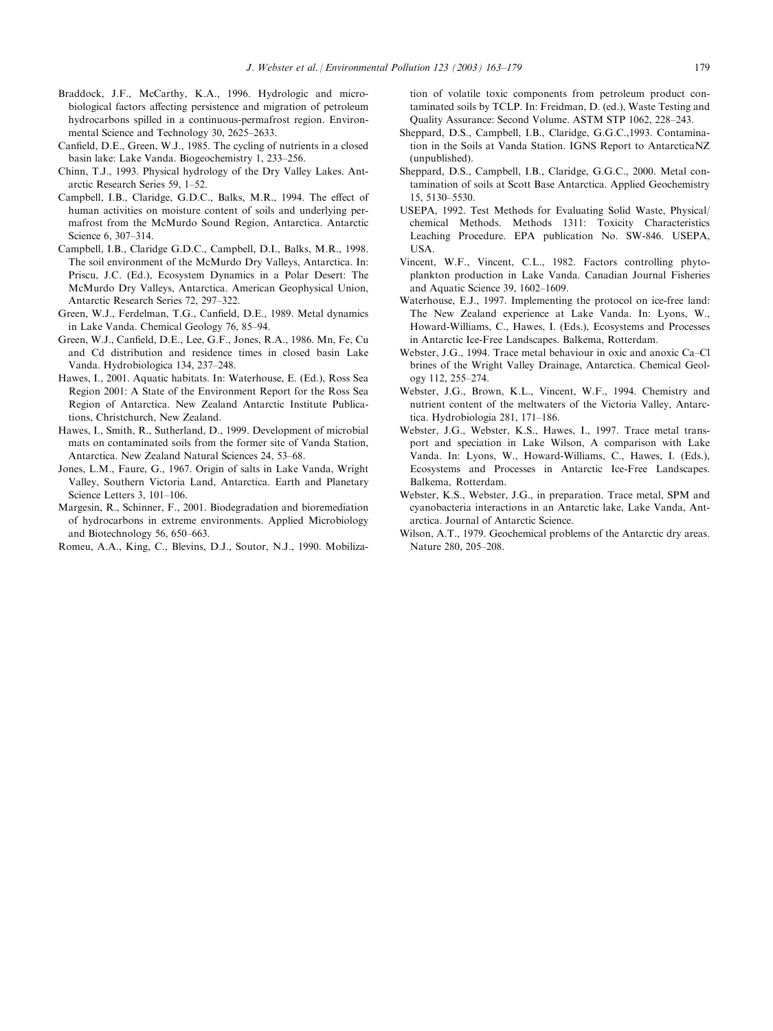Braddock, J.F., McCarthy, K.A., 1996. Hydrologic and microbiological factors affecting persistence and migration of petroleum hydrocarbons spilled in a continuous-permafrost region. Environmental Science and Technology 30, 2625–2633.

Canfield, D.E., Green, W.J., 1985. The cycling of nutrients in a closed basin lake: Lake Vanda. Biogeochemistry 1, 233–256.

Chinn, T.J., 1993. Physical hydrology of the Dry Valley Lakes. Antarctic Research Series 59, 1–52.

Campbell, I.B., Claridge, G.D.C., Balks, M.R., 1994. The effect of human activities on moisture content of soils and underlying permafrost from the McMurdo Sound Region, Antarctica. Antarctic Science 6, 307–314.

Campbell, I.B., Claridge G.D.C., Campbell, D.I., Balks, M.R., 1998. The soil environment of the McMurdo Dry Valleys, Antarctica. In: Priscu, J.C. (Ed.), Ecosystem Dynamics in a Polar Desert: The McMurdo Dry Valleys, Antarctica. American Geophysical Union, Antarctic Research Series 72, 297–322.

Green, W.J., Ferdelman, T.G., Canfield, D.E., 1989. Metal dynamics in Lake Vanda. Chemical Geology 76, 85–94.

Green, W.J., Canfield, D.E., Lee, G.F., Jones, R.A., 1986. Mn, Fe, Cu and Cd distribution and residence times in closed basin Lake Vanda. Hydrobiologica 134, 237–248.

Hawes, I., 2001. Aquatic habitats. In: Waterhouse, E. (Ed.), Ross Sea Region 2001: A State of the Environment Report for the Ross Sea Region of Antarctica. New Zealand Antarctic Institute Publications, Christchurch, New Zealand.

Hawes, I., Smith, R., Sutherland, D., 1999. Development of microbial mats on contaminated soils from the former site of Vanda Station, Antarctica. New Zealand Natural Sciences 24, 53–68.

Jones, L.M., Faure, G., 1967. Origin of salts in Lake Vanda, Wright Valley, Southern Victoria Land, Antarctica. Earth and Planetary Science Letters 3, 101–106.

Margesin, R., Schinner, F., 2001. Biodegradation and bioremediation of hydrocarbons in extreme environments. Applied Microbiology and Biotechnology 56, 650–663.

Romeu, A.A., King, C., Blevins, D.J., Soutor, N.J., 1990. Mobilization of volatile toxic components from petroleum product contaminated soils by TCLP. In: Freidman, D. (ed.), Waste Testing and Quality Assurance: Second Volume. ASTM STP 1062, 228–243.

Sheppard, D.S., Campbell, I.B., Claridge, G.G.C.,1993. Contamination in the Soils at Vanda Station. IGNS Report to AntarcticaNZ (unpublished).

Sheppard, D.S., Campbell, I.B., Claridge, G.G.C., 2000. Metal contamination of soils at Scott Base Antarctica. Applied Geochemistry 15, 5130–5530.

USEPA, 1992. Test Methods for Evaluating Solid Waste, Physical/chemical Methods. Methods 1311: Toxicity Characteristics Leaching Procedure. EPA publication No. SW-846. USEPA, USA.

Vincent, W.F., Vincent, C.L., 1982. Factors controlling phytoplankton production in Lake Vanda. Canadian Journal Fisheries and Aquatic Science 39, 1602–1609.

Waterhouse, E.J., 1997. Implementing the protocol on ice-free land: The New Zealand experience at Lake Vanda. In: Lyons, W., Howard-Williams, C., Hawes, I. (Eds.), Ecosystems and Processes in Antarctic Ice-Free Landscapes. Balkema, Rotterdam.

Webster, J.G., 1994. Trace metal behaviour in oxic and anoxic Ca–Cl brines of the Wright Valley Drainage, Antarctica. Chemical Geology 112, 255–274.

Webster, J.G., Brown, K.L., Vincent, W.F., 1994. Chemistry and nutrient content of the meltwaters of the Victoria Valley, Antarctica. Hydrobiologia 281, 171–186.

Webster, J.G., Webster, K.S., Hawes, I., 1997. Trace metal transport and speciation in Lake Wilson, A comparison with Lake Vanda. In: Lyons, W., Howard-Williams, C., Hawes, I. (Eds.), Ecosystems and Processes in Antarctic Ice-Free Landscapes. Balkema, Rotterdam.

Webster, K.S., Webster, J.G., in preparation. Trace metal, SPM and cyanobacteria interactions in an Antarctic lake, Lake Vanda, Antarctica. Journal of Antarctic Science.

Wilson, A.T., 1979. Geochemical problems of the Antarctic dry areas. Nature 280, 205–208.